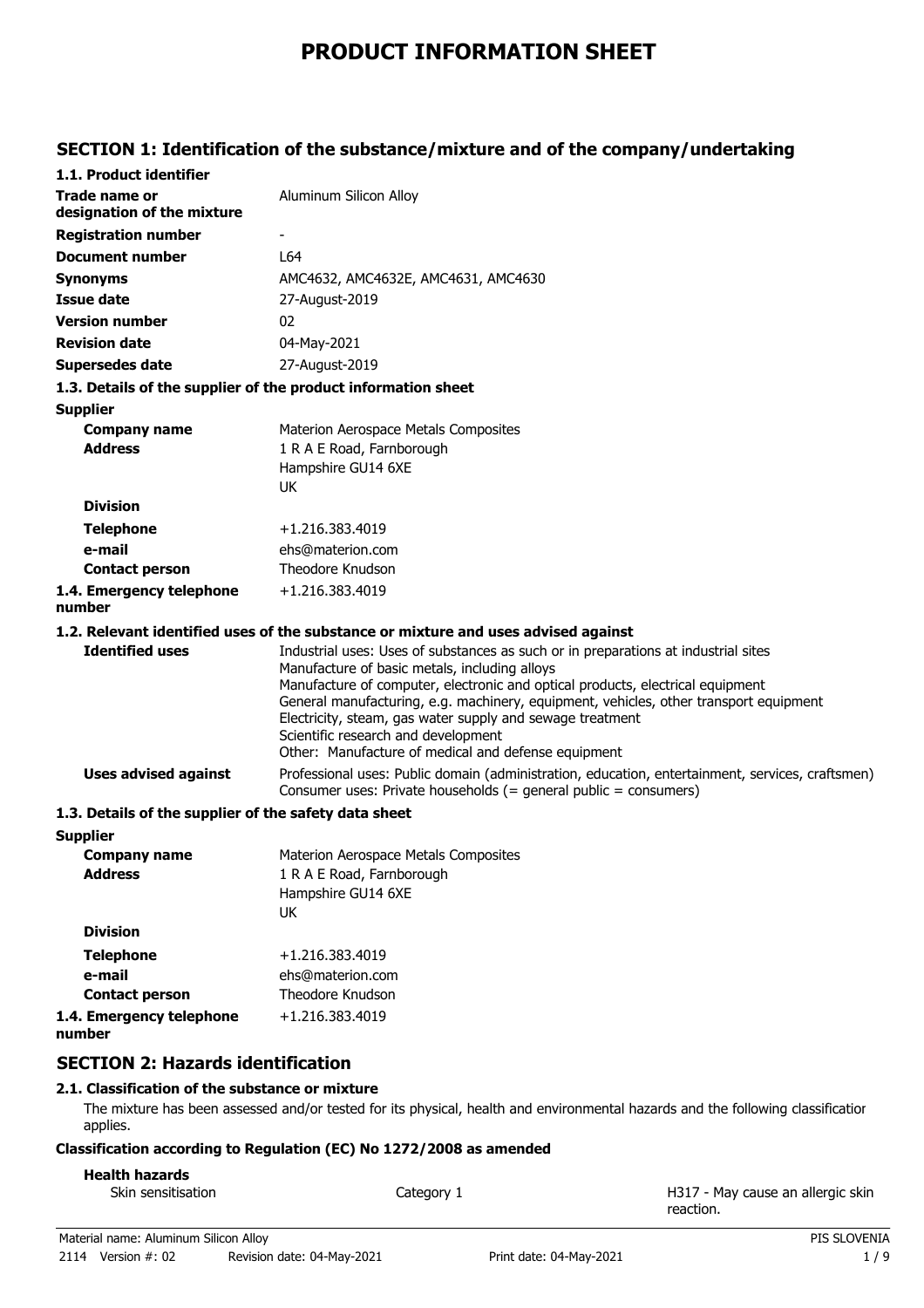# PRODUCT INFORMATION SHEET

## SECTION 1: Identification of the substance/mixture and of the company/undertaking

### 1.1. Product identifier

| | |
|---|---|
| **Trade name or designation of the mixture** | Aluminum Silicon Alloy |
| **Registration number** | - |
| **Document number** | L64 |
| **Synonyms** | AMC4632, AMC4632E, AMC4631, AMC4630 |
| **Issue date** | 27-August-2019 |
| **Version number** | 02 |
| **Revision date** | 04-May-2021 |
| **Supersedes date** | 27-August-2019 |

### 1.3. Details of the supplier of the product information sheet

**Supplier**

| | |
|---|---|
| **Company name** | Materion Aerospace Metals Composites |
| **Address** | 1 R A E Road, Farnborough<br>Hampshire GU14 6XE<br>UK |
| **Division** | |
| **Telephone** | +1.216.383.4019 |
| **e-mail** | ehs@materion.com |
| **Contact person** | Theodore Knudson |
| **1.4. Emergency telephone number** | +1.216.383.4019 |

### 1.2. Relevant identified uses of the substance or mixture and uses advised against

| | |
|---|---|
| **Identified uses** | Industrial uses: Uses of substances as such or in preparations at industrial sites<br>Manufacture of basic metals, including alloys<br>Manufacture of computer, electronic and optical products, electrical equipment<br>General manufacturing, e.g. machinery, equipment, vehicles, other transport equipment<br>Electricity, steam, gas water supply and sewage treatment<br>Scientific research and development<br>Other: Manufacture of medical and defense equipment |
| **Uses advised against** | Professional uses: Public domain (administration, education, entertainment, services, craftsmen)<br>Consumer uses: Private households (= general public = consumers) |

### 1.3. Details of the supplier of the safety data sheet

**Supplier**

| | |
|---|---|
| **Company name** | Materion Aerospace Metals Composites |
| **Address** | 1 R A E Road, Farnborough<br>Hampshire GU14 6XE<br>UK |
| **Division** | |
| **Telephone** | +1.216.383.4019 |
| **e-mail** | ehs@materion.com |
| **Contact person** | Theodore Knudson |
| **1.4. Emergency telephone number** | +1.216.383.4019 |

## SECTION 2: Hazards identification

### 2.1. Classification of the substance or mixture

The mixture has been assessed and/or tested for its physical, health and environmental hazards and the following classification applies.

**Classification according to Regulation (EC) No 1272/2008 as amended**

**Health hazards**

| | | |
|---|---|---|
| Skin sensitisation | Category 1 | H317 - May cause an allergic skin reaction. |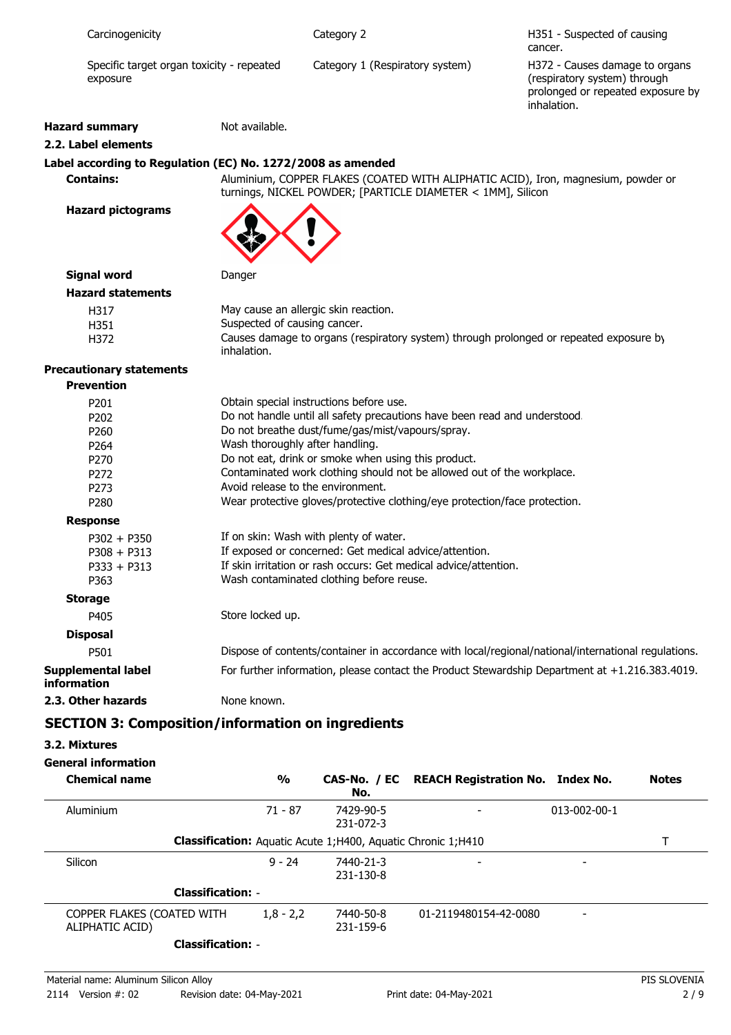| Carcinogenicity | Category 2 | H351 - Suspected of causing cancer. |
|---|---|---|
| Specific target organ toxicity - repeated exposure | Category 1 (Respiratory system) | H372 - Causes damage to organs (respiratory system) through prolonged or repeated exposure by inhalation. |

**Hazard summary** Not available.

### 2.2. Label elements

**Label according to Regulation (EC) No. 1272/2008 as amended**

**Contains:** Aluminium, COPPER FLAKES (COATED WITH ALIPHATIC ACID), Iron, magnesium, powder or turnings, NICKEL POWDER; [PARTICLE DIAMETER < 1MM], Silicon

**Hazard pictograms**

**Signal word** Danger

**Hazard statements**

| | |
|---|---|
| H317 | May cause an allergic skin reaction. |
| H351 | Suspected of causing cancer. |
| H372 | Causes damage to organs (respiratory system) through prolonged or repeated exposure by inhalation. |

**Precautionary statements**

**Prevention**

| | |
|---|---|
| P201 | Obtain special instructions before use. |
| P202 | Do not handle until all safety precautions have been read and understood. |
| P260 | Do not breathe dust/fume/gas/mist/vapours/spray. |
| P264 | Wash thoroughly after handling. |
| P270 | Do not eat, drink or smoke when using this product. |
| P272 | Contaminated work clothing should not be allowed out of the workplace. |
| P273 | Avoid release to the environment. |
| P280 | Wear protective gloves/protective clothing/eye protection/face protection. |

**Response**

| | |
|---|---|
| P302 + P350 | If on skin: Wash with plenty of water. |
| P308 + P313 | If exposed or concerned: Get medical advice/attention. |
| P333 + P313 | If skin irritation or rash occurs: Get medical advice/attention. |
| P363 | Wash contaminated clothing before reuse. |

**Storage**

| | |
|---|---|
| P405 | Store locked up. |

**Disposal**

| | |
|---|---|
| P501 | Dispose of contents/container in accordance with local/regional/national/international regulations. |

**Supplemental label information** For further information, please contact the Product Stewardship Department at +1.216.383.4019.

**2.3. Other hazards** None known.

## SECTION 3: Composition/information on ingredients

### 3.2. Mixtures

**General information**

| Chemical name | % | CAS-No. / EC No. | REACH Registration No. | Index No. | Notes |
|---|---|---|---|---|---|
| Aluminium | 71 - 87 | 7429-90-5 231-072-3 | - | 013-002-00-1 | |
| **Classification:** Aquatic Acute 1;H400, Aquatic Chronic 1;H410 | | | | | T |
| Silicon | 9 - 24 | 7440-21-3 231-130-8 | - | - | |
| **Classification:** - | | | | | |
| COPPER FLAKES (COATED WITH ALIPHATIC ACID) | 1,8 - 2,2 | 7440-50-8 231-159-6 | 01-2119480154-42-0080 | - | |
| **Classification:** - | | | | | |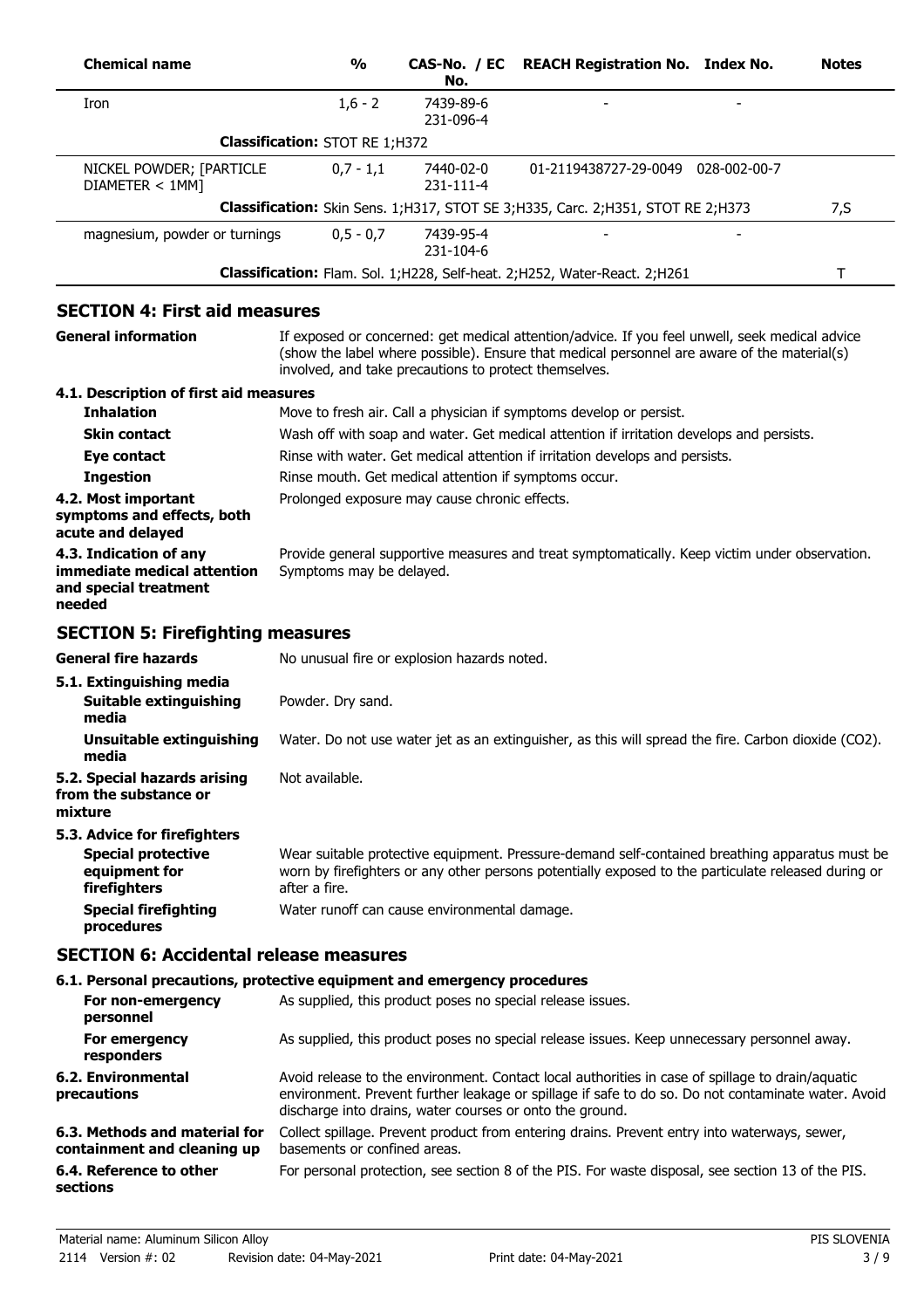| Chemical name | % | CAS-No. / EC No. | REACH Registration No. | Index No. | Notes |
|---|---|---|---|---|---|
| Iron | 1,6 - 2 | 7439-89-6 231-096-4 | - | - | |
| **Classification:** STOT RE 1;H372 | | | | | |
| NICKEL POWDER; [PARTICLE DIAMETER < 1MM] | 0,7 - 1,1 | 7440-02-0 231-111-4 | 01-2119438727-29-0049 | 028-002-00-7 | |
| **Classification:** Skin Sens. 1;H317, STOT SE 3;H335, Carc. 2;H351, STOT RE 2;H373 | | | | | 7,S |
| magnesium, powder or turnings | 0,5 - 0,7 | 7439-95-4 231-104-6 | - | - | |
| **Classification:** Flam. Sol. 1;H228, Self-heat. 2;H252, Water-React. 2;H261 | | | | | T |

## SECTION 4: First aid measures

**General information** If exposed or concerned: get medical attention/advice. If you feel unwell, seek medical advice (show the label where possible). Ensure that medical personnel are aware of the material(s) involved, and take precautions to protect themselves.

### 4.1. Description of first aid measures

**Inhalation** Move to fresh air. Call a physician if symptoms develop or persist.

**Skin contact** Wash off with soap and water. Get medical attention if irritation develops and persists.

**Eye contact** Rinse with water. Get medical attention if irritation develops and persists.

**Ingestion** Rinse mouth. Get medical attention if symptoms occur.

**4.2. Most important symptoms and effects, both acute and delayed** Prolonged exposure may cause chronic effects.

**4.3. Indication of any immediate medical attention and special treatment needed** Provide general supportive measures and treat symptomatically. Keep victim under observation. Symptoms may be delayed.

## SECTION 5: Firefighting measures

**General fire hazards** No unusual fire or explosion hazards noted.

### 5.1. Extinguishing media

**Suitable extinguishing media** Powder. Dry sand.

**Unsuitable extinguishing media** Water. Do not use water jet as an extinguisher, as this will spread the fire. Carbon dioxide ($CO_2$).

**5.2. Special hazards arising from the substance or mixture** Not available.

### 5.3. Advice for firefighters

**Special protective equipment for firefighters** Wear suitable protective equipment. Pressure-demand self-contained breathing apparatus must be worn by firefighters or any other persons potentially exposed to the particulate released during or after a fire.

**Special firefighting procedures** Water runoff can cause environmental damage.

## SECTION 6: Accidental release measures

### 6.1. Personal precautions, protective equipment and emergency procedures

**For non-emergency personnel** As supplied, this product poses no special release issues.

**For emergency responders** As supplied, this product poses no special release issues. Keep unnecessary personnel away.

**6.2. Environmental precautions** Avoid release to the environment. Contact local authorities in case of spillage to drain/aquatic environment. Prevent further leakage or spillage if safe to do so. Do not contaminate water. Avoid discharge into drains, water courses or onto the ground.

**6.3. Methods and material for containment and cleaning up** Collect spillage. Prevent product from entering drains. Prevent entry into waterways, sewer, basements or confined areas.

**6.4. Reference to other sections** For personal protection, see section 8 of the PIS. For waste disposal, see section 13 of the PIS.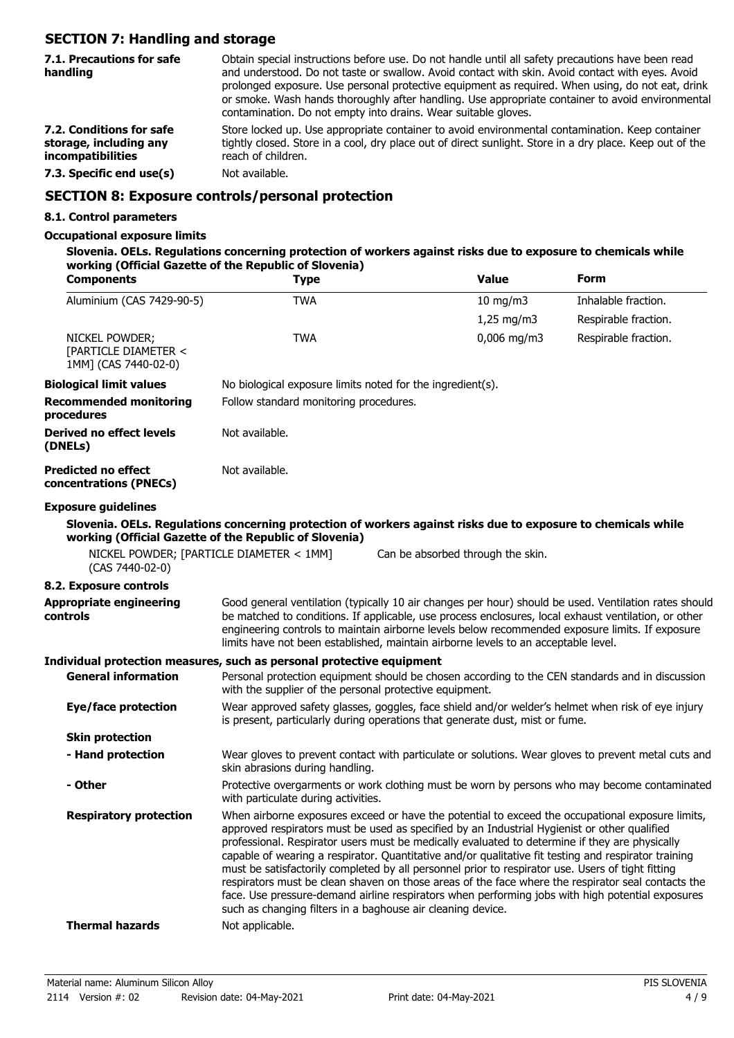## SECTION 7: Handling and storage

| | |
|---|---|
| **7.1. Precautions for safe handling** | Obtain special instructions before use. Do not handle until all safety precautions have been read and understood. Do not taste or swallow. Avoid contact with skin. Avoid contact with eyes. Avoid prolonged exposure. Use personal protective equipment as required. When using, do not eat, drink or smoke. Wash hands thoroughly after handling. Use appropriate container to avoid environmental contamination. Do not empty into drains. Wear suitable gloves. |
| **7.2. Conditions for safe storage, including any incompatibilities** | Store locked up. Use appropriate container to avoid environmental contamination. Keep container tightly closed. Store in a cool, dry place out of direct sunlight. Store in a dry place. Keep out of the reach of children. |
| **7.3. Specific end use(s)** | Not available. |

## SECTION 8: Exposure controls/personal protection

### 8.1. Control parameters

**Occupational exposure limits**

**Slovenia. OELs. Regulations concerning protection of workers against risks due to exposure to chemicals while working (Official Gazette of the Republic of Slovenia)**

| Components | Type | Value | Form |
|---|---|---|---|
| Aluminium (CAS 7429-90-5) | TWA | 10 mg/m3 | Inhalable fraction. |
| | | 1,25 mg/m3 | Respirable fraction. |
| NICKEL POWDER; [PARTICLE DIAMETER < 1MM] (CAS 7440-02-0) | TWA | 0,006 mg/m3 | Respirable fraction. |

| | |
|---|---|
| **Biological limit values** | No biological exposure limits noted for the ingredient(s). |
| **Recommended monitoring procedures** | Follow standard monitoring procedures. |
| **Derived no effect levels (DNELs)** | Not available. |
| **Predicted no effect concentrations (PNECs)** | Not available. |

**Exposure guidelines**

**Slovenia. OELs. Regulations concerning protection of workers against risks due to exposure to chemicals while working (Official Gazette of the Republic of Slovenia)**

| | |
|---|---|
| NICKEL POWDER; [PARTICLE DIAMETER < 1MM] (CAS 7440-02-0) | Can be absorbed through the skin. |

### 8.2. Exposure controls

| | |
|---|---|
| **Appropriate engineering controls** | Good general ventilation (typically 10 air changes per hour) should be used. Ventilation rates should be matched to conditions. If applicable, use process enclosures, local exhaust ventilation, or other engineering controls to maintain airborne levels below recommended exposure limits. If exposure limits have not been established, maintain airborne levels to an acceptable level. |

**Individual protection measures, such as personal protective equipment**

| | |
|---|---|
| **General information** | Personal protection equipment should be chosen according to the CEN standards and in discussion with the supplier of the personal protective equipment. |
| **Eye/face protection** | Wear approved safety glasses, goggles, face shield and/or welder's helmet when risk of eye injury is present, particularly during operations that generate dust, mist or fume. |
| **Skin protection** | |
| **- Hand protection** | Wear gloves to prevent contact with particulate or solutions. Wear gloves to prevent metal cuts and skin abrasions during handling. |
| **- Other** | Protective overgarments or work clothing must be worn by persons who may become contaminated with particulate during activities. |
| **Respiratory protection** | When airborne exposures exceed or have the potential to exceed the occupational exposure limits, approved respirators must be used as specified by an Industrial Hygienist or other qualified professional. Respirator users must be medically evaluated to determine if they are physically capable of wearing a respirator. Quantitative and/or qualitative fit testing and respirator training must be satisfactorily completed by all personnel prior to respirator use. Users of tight fitting respirators must be clean shaven on those areas of the face where the respirator seal contacts the face. Use pressure-demand airline respirators when performing jobs with high potential exposures such as changing filters in a baghouse air cleaning device. |
| **Thermal hazards** | Not applicable. |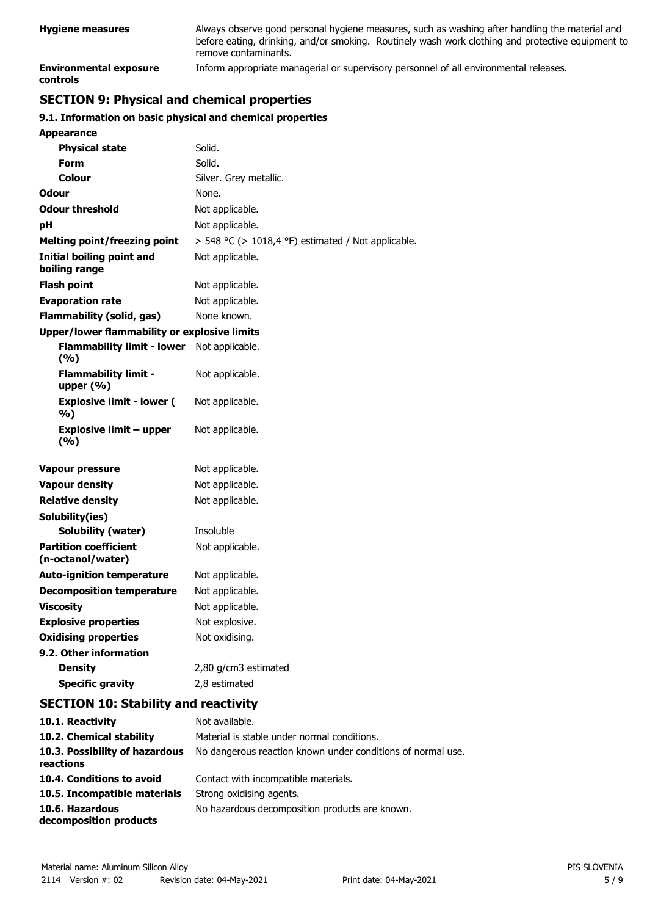| | |
|---|---|
| **Hygiene measures** | Always observe good personal hygiene measures, such as washing after handling the material and before eating, drinking, and/or smoking. Routinely wash work clothing and protective equipment to remove contaminants. |
| **Environmental exposure controls** | Inform appropriate managerial or supervisory personnel of all environmental releases. |

## SECTION 9: Physical and chemical properties

### 9.1. Information on basic physical and chemical properties

| | |
|---|---|
| **Appearance** | |
| **Physical state** | Solid. |
| **Form** | Solid. |
| **Colour** | Silver. Grey metallic. |
| **Odour** | None. |
| **Odour threshold** | Not applicable. |
| **pH** | Not applicable. |
| **Melting point/freezing point** | > 548 °C (> 1018,4 °F) estimated / Not applicable. |
| **Initial boiling point and boiling range** | Not applicable. |
| **Flash point** | Not applicable. |
| **Evaporation rate** | Not applicable. |
| **Flammability (solid, gas)** | None known. |
| **Upper/lower flammability or explosive limits** | |
| **Flammability limit - lower (%)** | Not applicable. |
| **Flammability limit - upper (%)** | Not applicable. |
| **Explosive limit - lower (%)** | Not applicable. |
| **Explosive limit – upper (%)** | Not applicable. |
| **Vapour pressure** | Not applicable. |
| **Vapour density** | Not applicable. |
| **Relative density** | Not applicable. |
| **Solubility(ies)** | |
| **Solubility (water)** | Insoluble |
| **Partition coefficient (n-octanol/water)** | Not applicable. |
| **Auto-ignition temperature** | Not applicable. |
| **Decomposition temperature** | Not applicable. |
| **Viscosity** | Not applicable. |
| **Explosive properties** | Not explosive. |
| **Oxidising properties** | Not oxidising. |
| **9.2. Other information** | |
| **Density** | 2,80 g/cm3 estimated |
| **Specific gravity** | 2,8 estimated |

## SECTION 10: Stability and reactivity

| | |
|---|---|
| **10.1. Reactivity** | Not available. |
| **10.2. Chemical stability** | Material is stable under normal conditions. |
| **10.3. Possibility of hazardous reactions** | No dangerous reaction known under conditions of normal use. |
| **10.4. Conditions to avoid** | Contact with incompatible materials. |
| **10.5. Incompatible materials** | Strong oxidising agents. |
| **10.6. Hazardous decomposition products** | No hazardous decomposition products are known. |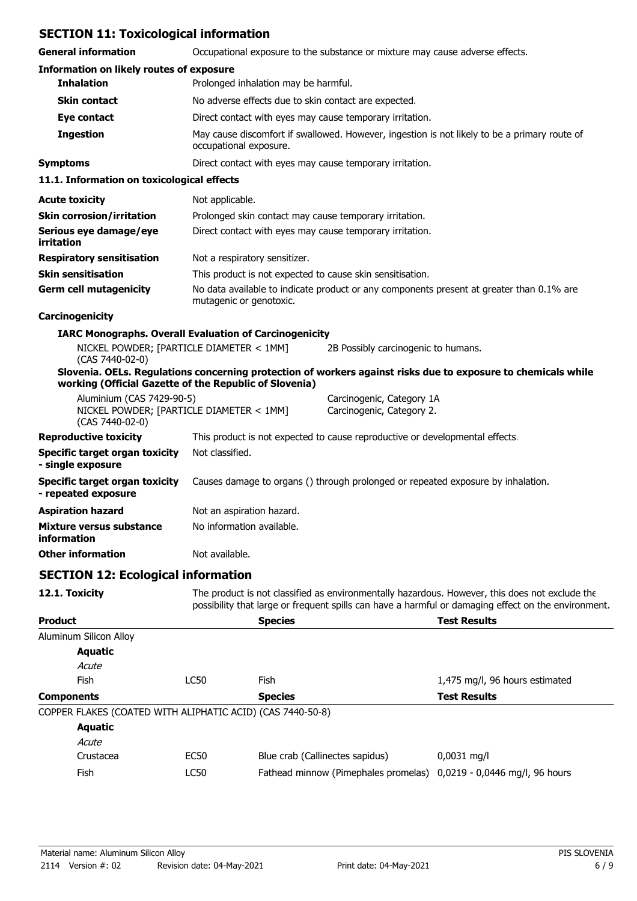## SECTION 11: Toxicological information

**General information** Occupational exposure to the substance or mixture may cause adverse effects.

**Information on likely routes of exposure**

| | |
|---|---|
| **Inhalation** | Prolonged inhalation may be harmful. |
| **Skin contact** | No adverse effects due to skin contact are expected. |
| **Eye contact** | Direct contact with eyes may cause temporary irritation. |
| **Ingestion** | May cause discomfort if swallowed. However, ingestion is not likely to be a primary route of occupational exposure. |
| **Symptoms** | Direct contact with eyes may cause temporary irritation. |

**11.1. Information on toxicological effects**

| | |
|---|---|
| **Acute toxicity** | Not applicable. |
| **Skin corrosion/irritation** | Prolonged skin contact may cause temporary irritation. |
| **Serious eye damage/eye irritation** | Direct contact with eyes may cause temporary irritation. |
| **Respiratory sensitisation** | Not a respiratory sensitizer. |
| **Skin sensitisation** | This product is not expected to cause skin sensitisation. |
| **Germ cell mutagenicity** | No data available to indicate product or any components present at greater than 0.1% are mutagenic or genotoxic. |

**Carcinogenicity**

**IARC Monographs. Overall Evaluation of Carcinogenicity**

| | |
|---|---|
| NICKEL POWDER; [PARTICLE DIAMETER < 1MM] (CAS 7440-02-0) | 2B Possibly carcinogenic to humans. |

**Slovenia. OELs. Regulations concerning protection of workers against risks due to exposure to chemicals while working (Official Gazette of the Republic of Slovenia)**

| | |
|---|---|
| Aluminium (CAS 7429-90-5) | Carcinogenic, Category 1A |
| NICKEL POWDER; [PARTICLE DIAMETER < 1MM] (CAS 7440-02-0) | Carcinogenic, Category 2. |

| | |
|---|---|
| **Reproductive toxicity** | This product is not expected to cause reproductive or developmental effects. |
| **Specific target organ toxicity - single exposure** | Not classified. |
| **Specific target organ toxicity - repeated exposure** | Causes damage to organs () through prolonged or repeated exposure by inhalation. |
| **Aspiration hazard** | Not an aspiration hazard. |
| **Mixture versus substance information** | No information available. |
| **Other information** | Not available. |

## SECTION 12: Ecological information

**12.1. Toxicity** The product is not classified as environmentally hazardous. However, this does not exclude the possibility that large or frequent spills can have a harmful or damaging effect on the environment.

| **Product** | | **Species** | **Test Results** |
|---|---|---|---|
| Aluminum Silicon Alloy | | | |
| **Aquatic** | | | |
| *Acute* | | | |
| Fish | LC50 | Fish | 1,475 mg/l, 96 hours estimated |
| **Components** | | **Species** | **Test Results** |
| COPPER FLAKES (COATED WITH ALIPHATIC ACID) (CAS 7440-50-8) | | | |
| **Aquatic** | | | |
| *Acute* | | | |
| Crustacea | EC50 | Blue crab (Callinectes sapidus) | 0,0031 mg/l |
| Fish | LC50 | Fathead minnow (Pimephales promelas) | 0,0219 - 0,0446 mg/l, 96 hours |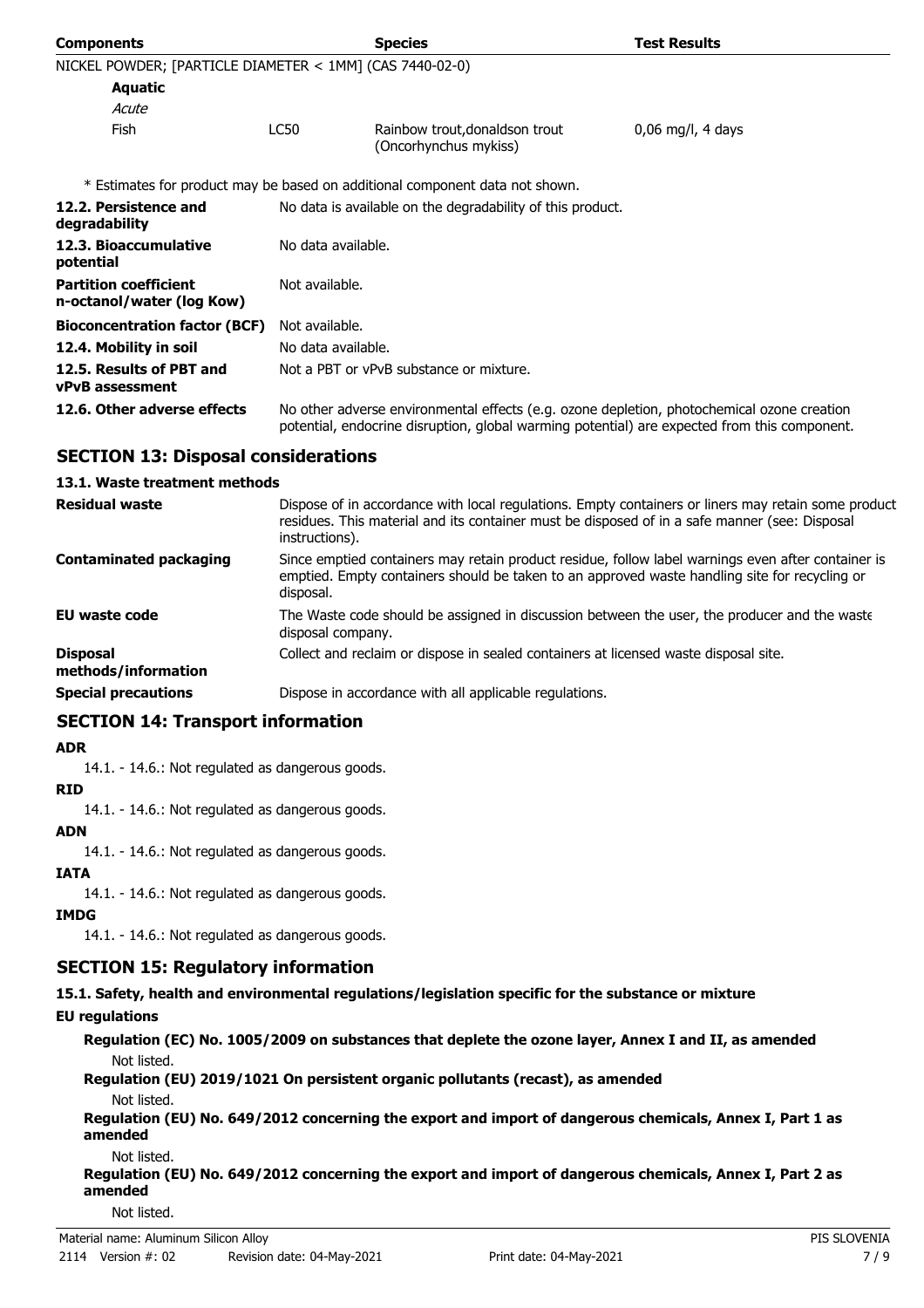| Components | | Species | Test Results |
|---|---|---|---|
| NICKEL POWDER; [PARTICLE DIAMETER < 1MM] (CAS 7440-02-0) | | | |
| **Aquatic** | | | |
| *Acute* | | | |
| Fish | LC50 | Rainbow trout,donaldson trout (Oncorhynchus mykiss) | 0,06 mg/l, 4 days |

\* Estimates for product may be based on additional component data not shown.

| | |
|---|---|
| **12.2. Persistence and degradability** | No data is available on the degradability of this product. |
| **12.3. Bioaccumulative potential** | No data available. |
| **Partition coefficient n-octanol/water (log Kow)** | Not available. |
| **Bioconcentration factor (BCF)** | Not available. |
| **12.4. Mobility in soil** | No data available. |
| **12.5. Results of PBT and vPvB assessment** | Not a PBT or vPvB substance or mixture. |
| **12.6. Other adverse effects** | No other adverse environmental effects (e.g. ozone depletion, photochemical ozone creation potential, endocrine disruption, global warming potential) are expected from this component. |

## SECTION 13: Disposal considerations

### 13.1. Waste treatment methods

| | |
|---|---|
| **Residual waste** | Dispose of in accordance with local regulations. Empty containers or liners may retain some product residues. This material and its container must be disposed of in a safe manner (see: Disposal instructions). |
| **Contaminated packaging** | Since emptied containers may retain product residue, follow label warnings even after container is emptied. Empty containers should be taken to an approved waste handling site for recycling or disposal. |
| **EU waste code** | The Waste code should be assigned in discussion between the user, the producer and the waste disposal company. |
| **Disposal methods/information** | Collect and reclaim or dispose in sealed containers at licensed waste disposal site. |
| **Special precautions** | Dispose in accordance with all applicable regulations. |

## SECTION 14: Transport information

**ADR**

14.1. - 14.6.: Not regulated as dangerous goods.

**RID**

14.1. - 14.6.: Not regulated as dangerous goods.

**ADN**

14.1. - 14.6.: Not regulated as dangerous goods.

**IATA**

14.1. - 14.6.: Not regulated as dangerous goods.

**IMDG**

14.1. - 14.6.: Not regulated as dangerous goods.

## SECTION 15: Regulatory information

**15.1. Safety, health and environmental regulations/legislation specific for the substance or mixture**

**EU regulations**

**Regulation (EC) No. 1005/2009 on substances that deplete the ozone layer, Annex I and II, as amended**

Not listed.

**Regulation (EU) 2019/1021 On persistent organic pollutants (recast), as amended**

Not listed.

**Regulation (EU) No. 649/2012 concerning the export and import of dangerous chemicals, Annex I, Part 1 as amended**

Not listed.

**Regulation (EU) No. 649/2012 concerning the export and import of dangerous chemicals, Annex I, Part 2 as amended**

Not listed.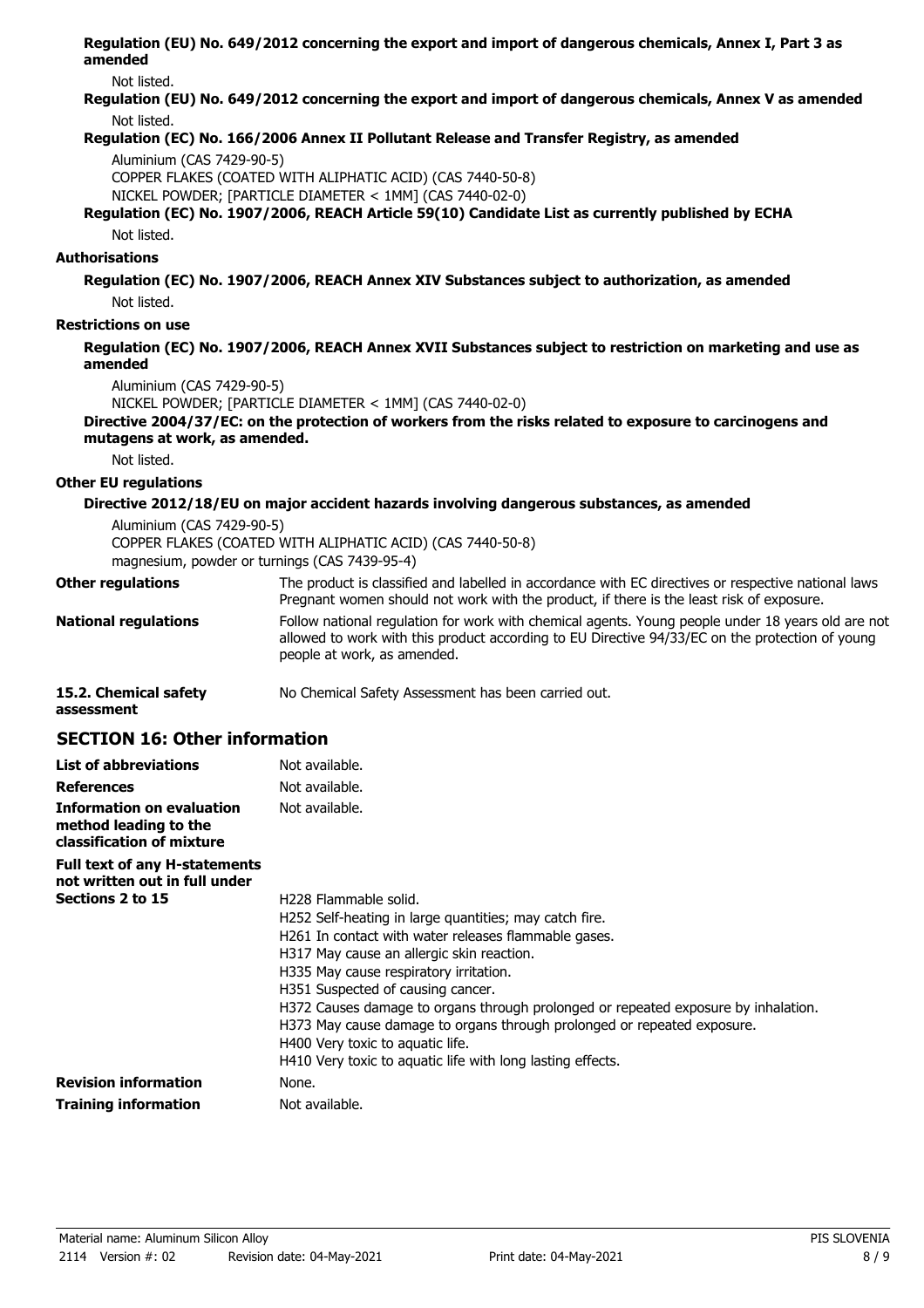**Regulation (EU) No. 649/2012 concerning the export and import of dangerous chemicals, Annex I, Part 3 as amended**

Not listed.

**Regulation (EU) No. 649/2012 concerning the export and import of dangerous chemicals, Annex V as amended**

Not listed.

**Regulation (EC) No. 166/2006 Annex II Pollutant Release and Transfer Registry, as amended**

Aluminium (CAS 7429-90-5)
COPPER FLAKES (COATED WITH ALIPHATIC ACID) (CAS 7440-50-8)
NICKEL POWDER; [PARTICLE DIAMETER < 1MM] (CAS 7440-02-0)

**Regulation (EC) No. 1907/2006, REACH Article 59(10) Candidate List as currently published by ECHA**

Not listed.

**Authorisations**

**Regulation (EC) No. 1907/2006, REACH Annex XIV Substances subject to authorization, as amended**

Not listed.

**Restrictions on use**

**Regulation (EC) No. 1907/2006, REACH Annex XVII Substances subject to restriction on marketing and use as amended**

Aluminium (CAS 7429-90-5)
NICKEL POWDER; [PARTICLE DIAMETER < 1MM] (CAS 7440-02-0)

**Directive 2004/37/EC: on the protection of workers from the risks related to exposure to carcinogens and mutagens at work, as amended.**

Not listed.

**Other EU regulations**

**Directive 2012/18/EU on major accident hazards involving dangerous substances, as amended**

Aluminium (CAS 7429-90-5)
COPPER FLAKES (COATED WITH ALIPHATIC ACID) (CAS 7440-50-8)
magnesium, powder or turnings (CAS 7439-95-4)

**Other regulations** The product is classified and labelled in accordance with EC directives or respective national laws Pregnant women should not work with the product, if there is the least risk of exposure.

**National regulations** Follow national regulation for work with chemical agents. Young people under 18 years old are not allowed to work with this product according to EU Directive 94/33/EC on the protection of young people at work, as amended.

**15.2. Chemical safety assessment** No Chemical Safety Assessment has been carried out.

## SECTION 16: Other information

**List of abbreviations** Not available.

**References** Not available.

**Information on evaluation method leading to the classification of mixture** Not available.

**Full text of any H-statements not written out in full under Sections 2 to 15**

H228 Flammable solid.
H252 Self-heating in large quantities; may catch fire.
H261 In contact with water releases flammable gases.
H317 May cause an allergic skin reaction.
H335 May cause respiratory irritation.
H351 Suspected of causing cancer.
H372 Causes damage to organs through prolonged or repeated exposure by inhalation.
H373 May cause damage to organs through prolonged or repeated exposure.
H400 Very toxic to aquatic life.
H410 Very toxic to aquatic life with long lasting effects.

**Revision information** None.

**Training information** Not available.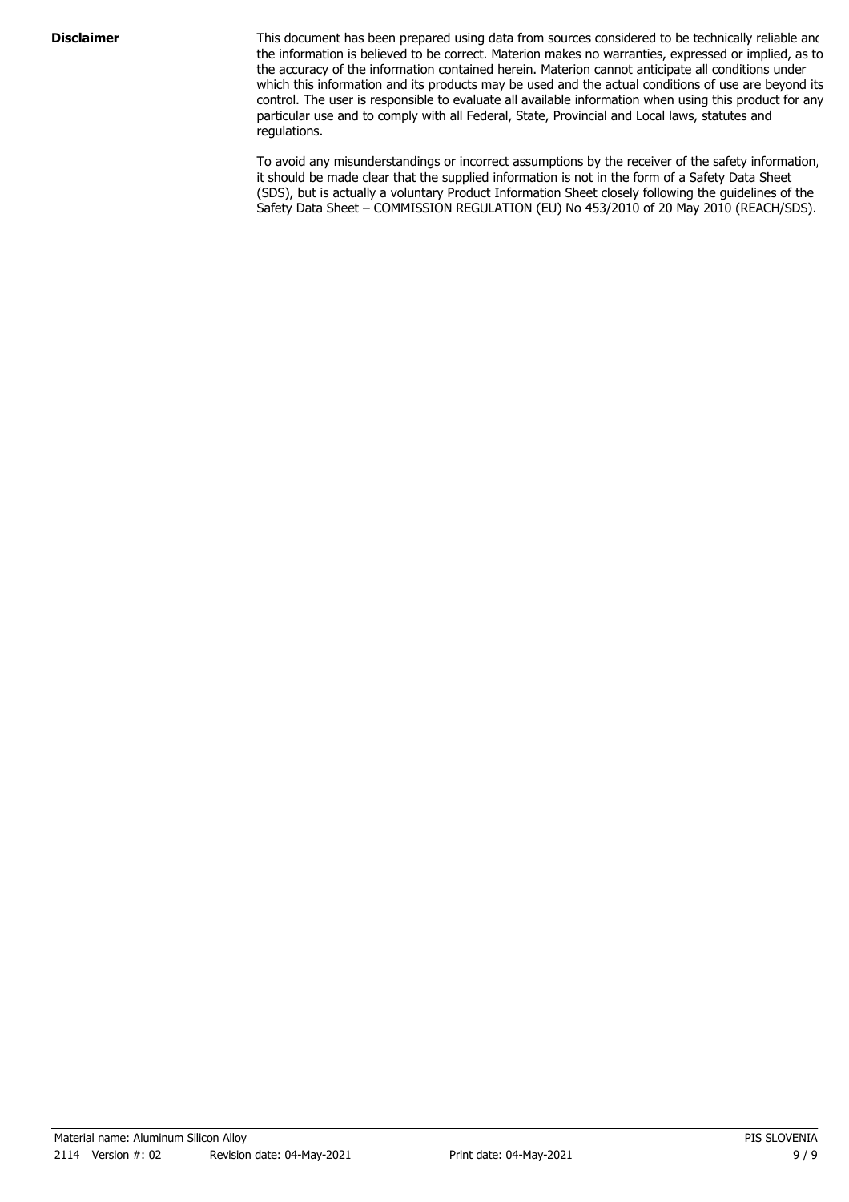**Disclaimer**

This document has been prepared using data from sources considered to be technically reliable and the information is believed to be correct. Materion makes no warranties, expressed or implied, as to the accuracy of the information contained herein. Materion cannot anticipate all conditions under which this information and its products may be used and the actual conditions of use are beyond its control. The user is responsible to evaluate all available information when using this product for any particular use and to comply with all Federal, State, Provincial and Local laws, statutes and regulations.

To avoid any misunderstandings or incorrect assumptions by the receiver of the safety information, it should be made clear that the supplied information is not in the form of a Safety Data Sheet (SDS), but is actually a voluntary Product Information Sheet closely following the guidelines of the Safety Data Sheet – COMMISSION REGULATION (EU) No 453/2010 of 20 May 2010 (REACH/SDS).